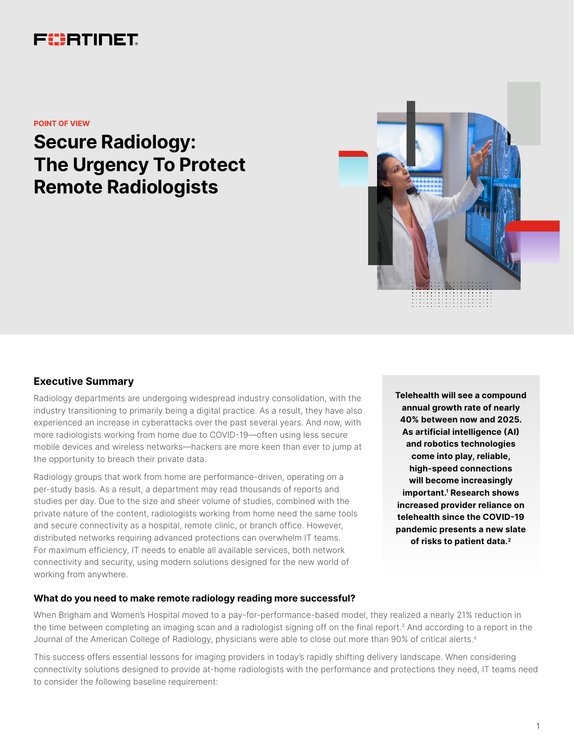FORTINET

POINT OF VIEW

# Secure Radiology: The Urgency To Protect Remote Radiologists

## Executive Summary

Radiology departments are undergoing widespread industry consolidation, with the industry transitioning to primarily being a digital practice. As a result, they have also experienced an increase in cyberattacks over the past several years. And now, with more radiologists working from home due to COVID-19—often using less secure mobile devices and wireless networks—hackers are more keen than ever to jump at the opportunity to breach their private data.

Radiology groups that work from home are performance-driven, operating on a per-study basis. As a result, a department may read thousands of reports and studies per day. Due to the size and sheer volume of studies, combined with the private nature of the content, radiologists working from home need the same tools and secure connectivity as a hospital, remote clinic, or branch office. However, distributed networks requiring advanced protections can overwhelm IT teams. For maximum efficiency, IT needs to enable all available services, both network connectivity and security, using modern solutions designed for the new world of working from anywhere.

**Telehealth will see a compound annual growth rate of nearly 40% between now and 2025. As artificial intelligence (AI) and robotics technologies come into play, reliable, high-speed connections will become increasingly important.[1] Research shows increased provider reliance on telehealth since the COVID-19 pandemic presents a new slate of risks to patient data.[2]**

### What do you need to make remote radiology reading more successful?

When Brigham and Women's Hospital moved to a pay-for-performance-based model, they realized a nearly 21% reduction in the time between completing an imaging scan and a radiologist signing off on the final report.[3] And according to a report in the Journal of the American College of Radiology, physicians were able to close out more than 90% of critical alerts.[4]

This success offers essential lessons for imaging providers in today's rapidly shifting delivery landscape. When considering connectivity solutions designed to provide at-home radiologists with the performance and protections they need, IT teams need to consider the following baseline requirement: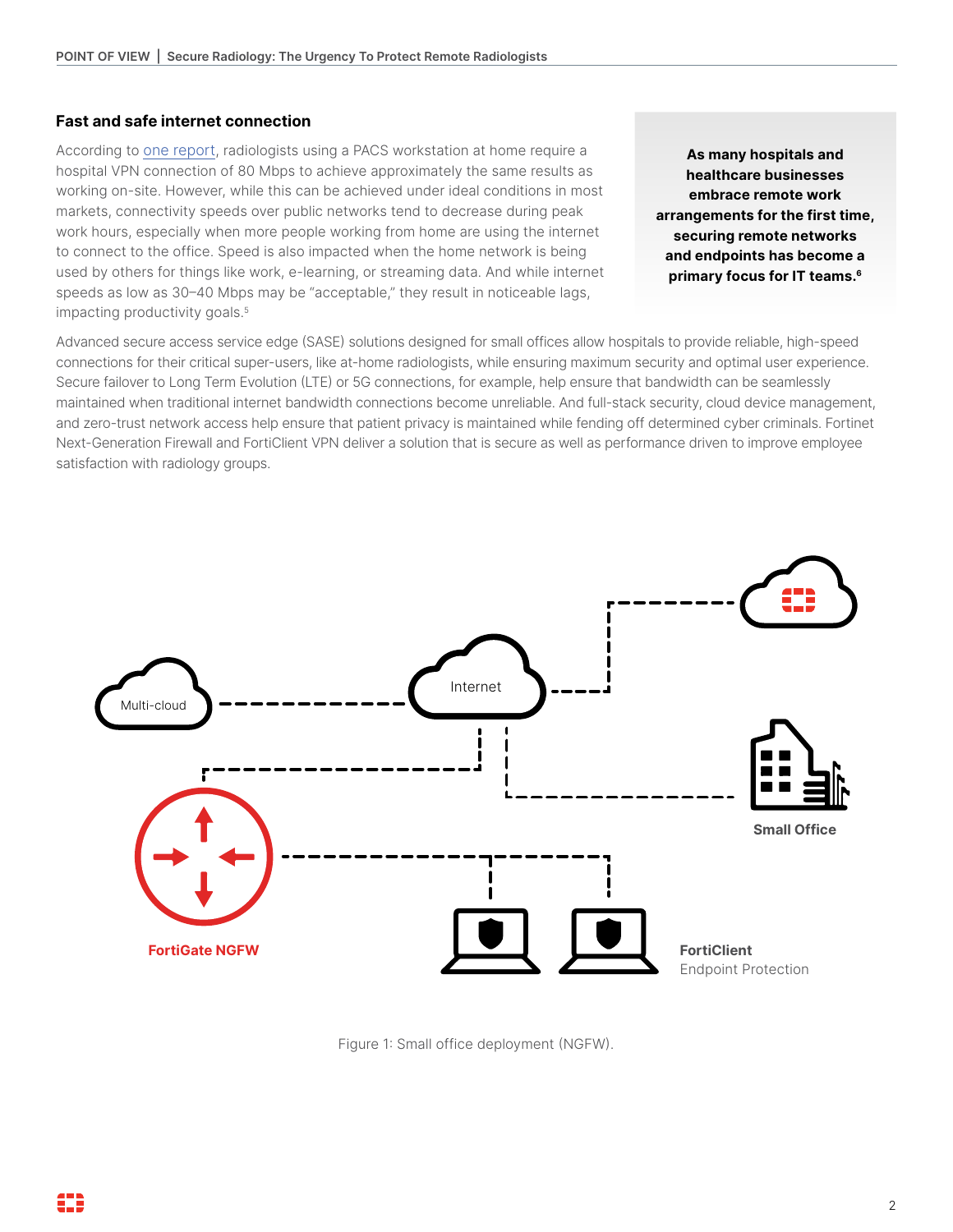## Fast and safe internet connection

According to one report, radiologists using a PACS workstation at home require a hospital VPN connection of 80 Mbps to achieve approximately the same results as working on-site. However, while this can be achieved under ideal conditions in most markets, connectivity speeds over public networks tend to decrease during peak work hours, especially when more people working from home are using the internet to connect to the office. Speed is also impacted when the home network is being used by others for things like work, e-learning, or streaming data. And while internet speeds as low as 30–40 Mbps may be "acceptable," they result in noticeable lags, impacting productivity goals.[5]

**As many hospitals and healthcare businesses embrace remote work arrangements for the first time, securing remote networks and endpoints has become a primary focus for IT teams.[6]**

Advanced secure access service edge (SASE) solutions designed for small offices allow hospitals to provide reliable, high-speed connections for their critical super-users, like at-home radiologists, while ensuring maximum security and optimal user experience. Secure failover to Long Term Evolution (LTE) or 5G connections, for example, help ensure that bandwidth can be seamlessly maintained when traditional internet bandwidth connections become unreliable. And full-stack security, cloud device management, and zero-trust network access help ensure that patient privacy is maintained while fending off determined cyber criminals. Fortinet Next-Generation Firewall and FortiClient VPN deliver a solution that is secure as well as performance driven to improve employee satisfaction with radiology groups.

Multi-cloud

Internet

Small Office

FortiGate NGFW

**FortiClient**
Endpoint Protection

Figure 1: Small office deployment (NGFW).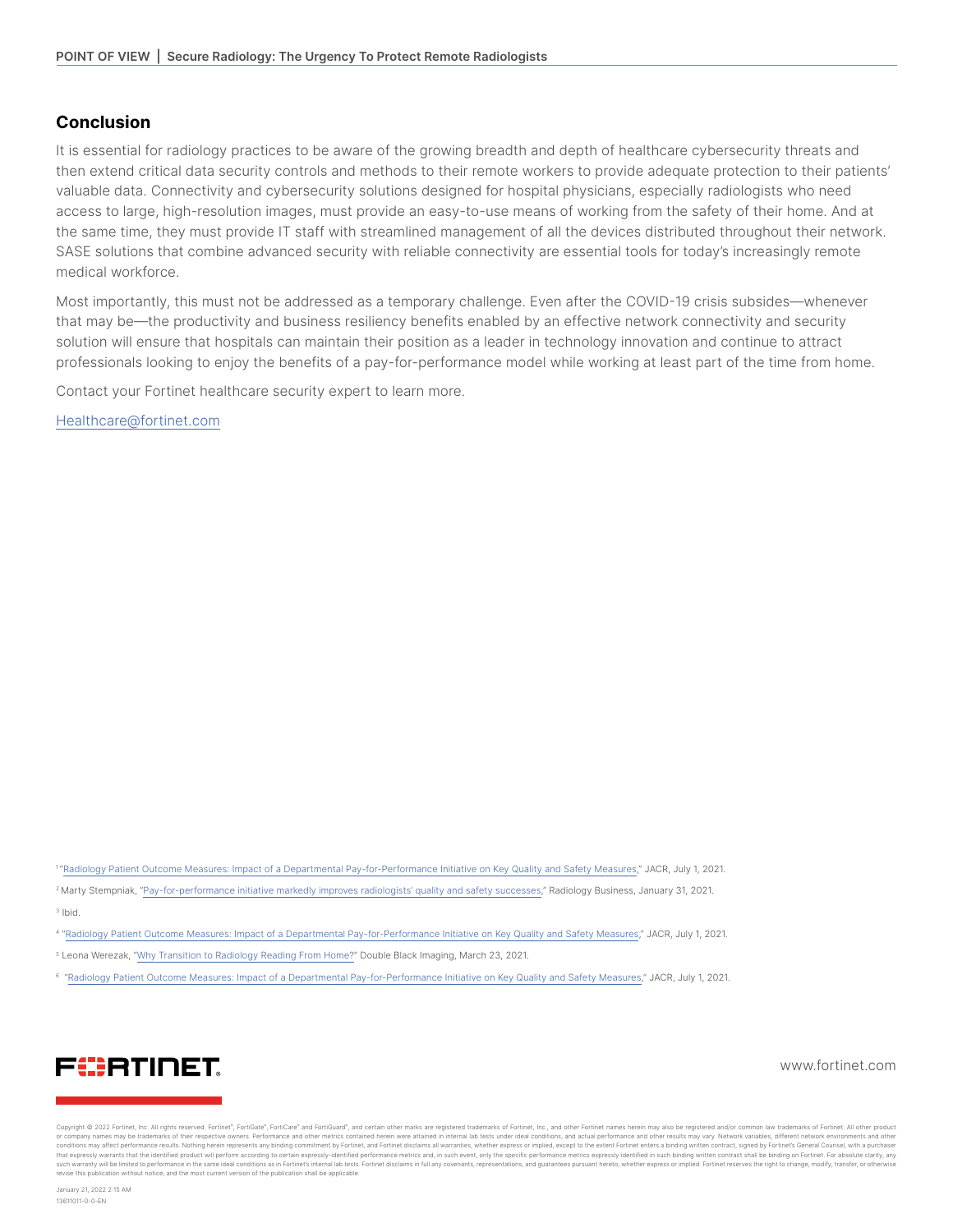## Conclusion

It is essential for radiology practices to be aware of the growing breadth and depth of healthcare cybersecurity threats and then extend critical data security controls and methods to their remote workers to provide adequate protection to their patients' valuable data. Connectivity and cybersecurity solutions designed for hospital physicians, especially radiologists who need access to large, high-resolution images, must provide an easy-to-use means of working from the safety of their home. And at the same time, they must provide IT staff with streamlined management of all the devices distributed throughout their network. SASE solutions that combine advanced security with reliable connectivity are essential tools for today's increasingly remote medical workforce.

Most importantly, this must not be addressed as a temporary challenge. Even after the COVID-19 crisis subsides—whenever that may be—the productivity and business resiliency benefits enabled by an effective network connectivity and security solution will ensure that hospitals can maintain their position as a leader in technology innovation and continue to attract professionals looking to enjoy the benefits of a pay-for-performance model while working at least part of the time from home.

Contact your Fortinet healthcare security expert to learn more.

Healthcare@fortinet.com

[1] "Radiology Patient Outcome Measures: Impact of a Departmental Pay-for-Performance Initiative on Key Quality and Safety Measures," JACR, July 1, 2021.

[2] Marty Stempniak, "Pay-for-performance initiative markedly improves radiologists' quality and safety successes," Radiology Business, January 31, 2021.

[3] Ibid.

[4] "Radiology Patient Outcome Measures: Impact of a Departmental Pay-for-Performance Initiative on Key Quality and Safety Measures," JACR, July 1, 2021.

[5] Leona Werezak, "Why Transition to Radiology Reading From Home?" Double Black Imaging, March 23, 2021.

[6] "Radiology Patient Outcome Measures: Impact of a Departmental Pay-for-Performance Initiative on Key Quality and Safety Measures," JACR, July 1, 2021.

FORTINET

www.fortinet.com

Copyright © 2022 Fortinet, Inc. All rights reserved. Fortinet®, FortiGate®, FortiCare® and FortiGuard®, and certain other marks are registered trademarks of Fortinet, Inc., and other Fortinet names herein may also be registered and/or common law trademarks of Fortinet. All other product or company names may be trademarks of their respective owners. Performance and other metrics contained herein were attained in internal lab tests under ideal conditions, and actual performance and other results may vary. Network variables, different network environments and other conditions may affect performance results. Nothing herein represents any binding commitment by Fortinet, and Fortinet disclaims all warranties, whether express or implied, except to the extent Fortinet enters a binding written contract, signed by Fortinet's General Counsel, with a purchaser that expressly warrants that the identified product will perform according to certain expressly-identified performance metrics and, in such event, only the specific performance metrics expressly identified in such binding written contract shall be binding on Fortinet. For absolute clarity, any such warranty will be limited to performance in the same ideal conditions as in Fortinet's internal lab tests. Fortinet disclaims in full any covenants, representations, and guarantees pursuant hereto, whether express or implied. Fortinet reserves the right to change, modify, transfer, or otherwise revise this publication without notice, and the most current version of the publication shall be applicable.

January 21, 2022 2:15 AM
13611011-0-0-EN